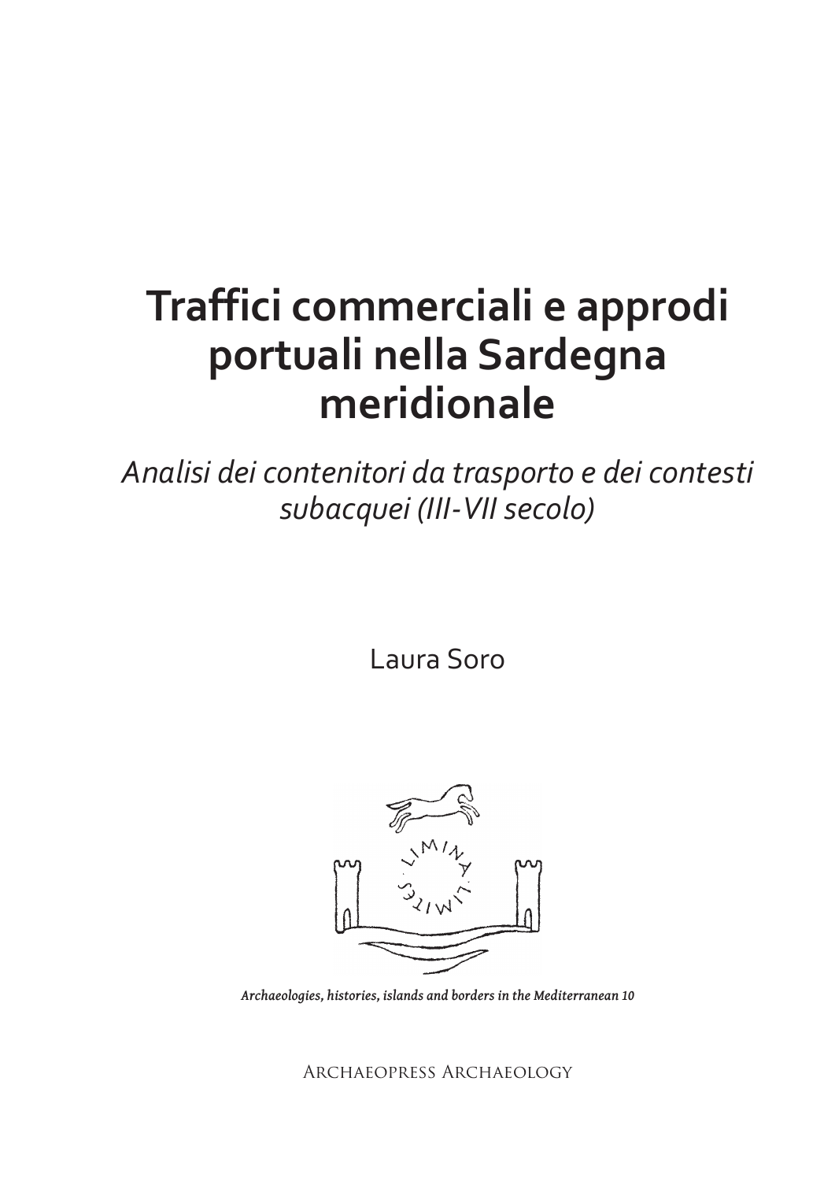# Traffici commerciali e approdi portuali nella Sardegna meridionale

*Analisi dei contenitori da trasporto e dei contesti subacquei (III-VII secolo)*

Laura Soro

*Archaeologies, histories, islands and borders in the Mediterranean 10*

Archaeopress Archaeology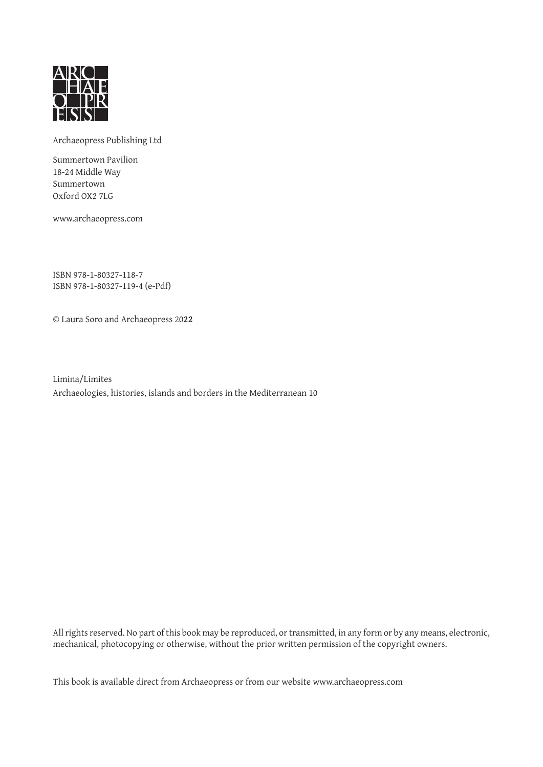ARC
HAE
O PR
ESS

Archaeopress Publishing Ltd

Summertown Pavilion
18-24 Middle Way
Summertown
Oxford OX2 7LG

www.archaeopress.com

ISBN 978-1-80327-118-7
ISBN 978-1-80327-119-4 (e-Pdf)

© Laura Soro and Archaeopress 20**22**

Limina/Limites
Archaeologies, histories, islands and borders in the Mediterranean 10

All rights reserved. No part of this book may be reproduced, or transmitted, in any form or by any means, electronic, mechanical, photocopying or otherwise, without the prior written permission of the copyright owners.

This book is available direct from Archaeopress or from our website www.archaeopress.com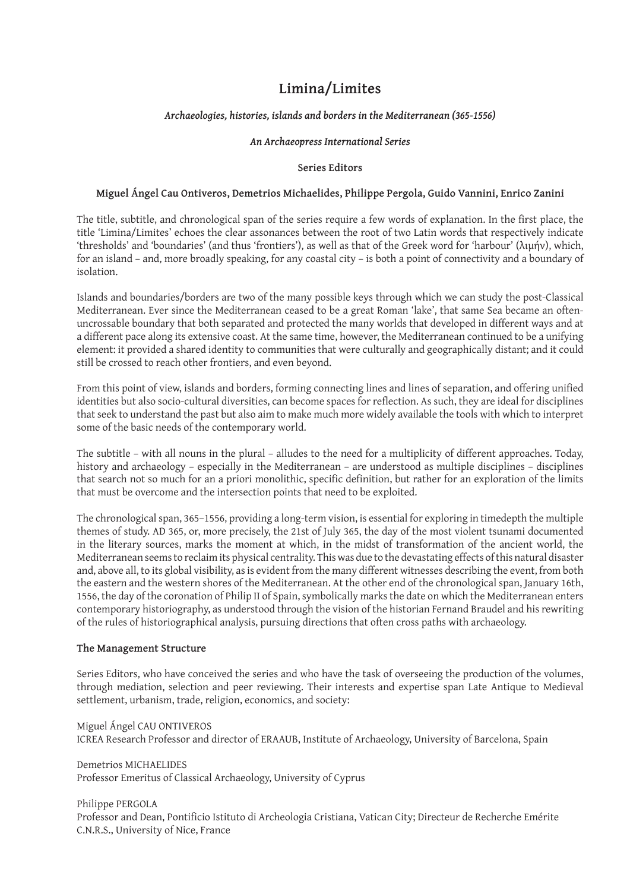# Limina/Limites

***Archaeologies, histories, islands and borders in the Mediterranean (365-1556)***

***An Archaeopress International Series***

**Series Editors**

**Miguel Ángel Cau Ontiveros, Demetrios Michaelides, Philippe Pergola, Guido Vannini, Enrico Zanini**

The title, subtitle, and chronological span of the series require a few words of explanation. In the first place, the title 'Limina/Limites' echoes the clear assonances between the root of two Latin words that respectively indicate 'thresholds' and 'boundaries' (and thus 'frontiers'), as well as that of the Greek word for 'harbour' (λιμήν), which, for an island – and, more broadly speaking, for any coastal city – is both a point of connectivity and a boundary of isolation.

Islands and boundaries/borders are two of the many possible keys through which we can study the post-Classical Mediterranean. Ever since the Mediterranean ceased to be a great Roman 'lake', that same Sea became an often-uncrossable boundary that both separated and protected the many worlds that developed in different ways and at a different pace along its extensive coast. At the same time, however, the Mediterranean continued to be a unifying element: it provided a shared identity to communities that were culturally and geographically distant; and it could still be crossed to reach other frontiers, and even beyond.

From this point of view, islands and borders, forming connecting lines and lines of separation, and offering unified identities but also socio-cultural diversities, can become spaces for reflection. As such, they are ideal for disciplines that seek to understand the past but also aim to make much more widely available the tools with which to interpret some of the basic needs of the contemporary world.

The subtitle – with all nouns in the plural – alludes to the need for a multiplicity of different approaches. Today, history and archaeology – especially in the Mediterranean – are understood as multiple disciplines – disciplines that search not so much for an a priori monolithic, specific definition, but rather for an exploration of the limits that must be overcome and the intersection points that need to be exploited.

The chronological span, 365–1556, providing a long-term vision, is essential for exploring in timedepth the multiple themes of study. AD 365, or, more precisely, the 21st of July 365, the day of the most violent tsunami documented in the literary sources, marks the moment at which, in the midst of transformation of the ancient world, the Mediterranean seems to reclaim its physical centrality. This was due to the devastating effects of this natural disaster and, above all, to its global visibility, as is evident from the many different witnesses describing the event, from both the eastern and the western shores of the Mediterranean. At the other end of the chronological span, January 16th, 1556, the day of the coronation of Philip II of Spain, symbolically marks the date on which the Mediterranean enters contemporary historiography, as understood through the vision of the historian Fernand Braudel and his rewriting of the rules of historiographical analysis, pursuing directions that often cross paths with archaeology.

**The Management Structure**

Series Editors, who have conceived the series and who have the task of overseeing the production of the volumes, through mediation, selection and peer reviewing. Their interests and expertise span Late Antique to Medieval settlement, urbanism, trade, religion, economics, and society:

Miguel Ángel CAU ONTIVEROS  
ICREA Research Professor and director of ERAAUB, Institute of Archaeology, University of Barcelona, Spain

Demetrios MICHAELIDES  
Professor Emeritus of Classical Archaeology, University of Cyprus

Philippe PERGOLA  
Professor and Dean, Pontificio Istituto di Archeologia Cristiana, Vatican City; Directeur de Recherche Emérite C.N.R.S., University of Nice, France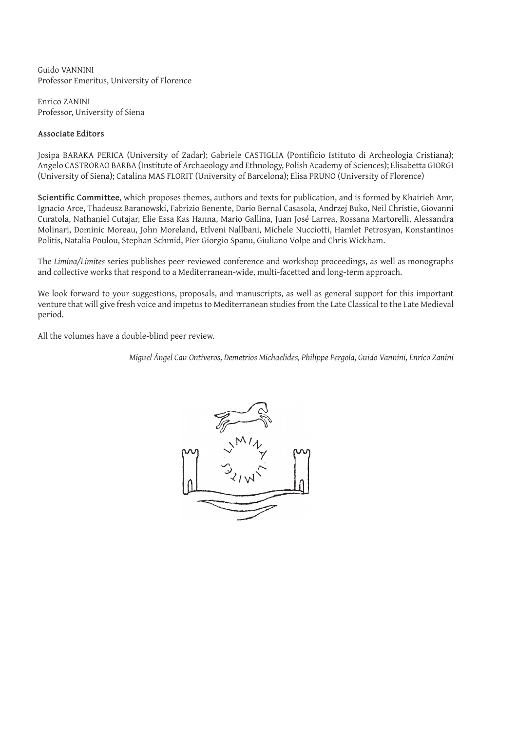Guido VANNINI
Professor Emeritus, University of Florence

Enrico ZANINI
Professor, University of Siena

**Associate Editors**

Josipa BARAKA PERICA (University of Zadar); Gabriele CASTIGLIA (Pontificio Istituto di Archeologia Cristiana); Angelo CASTRORAO BARBA (Institute of Archaeology and Ethnology, Polish Academy of Sciences); Elisabetta GIORGI (University of Siena); Catalina MAS FLORIT (University of Barcelona); Elisa PRUNO (University of Florence)

**Scientific Committee**, which proposes themes, authors and texts for publication, and is formed by Khairieh Amr, Ignacio Arce, Thadeusz Baranowski, Fabrizio Benente, Dario Bernal Casasola, Andrzej Buko, Neil Christie, Giovanni Curatola, Nathaniel Cutajar, Elie Essa Kas Hanna, Mario Gallina, Juan José Larrea, Rossana Martorelli, Alessandra Molinari, Dominic Moreau, John Moreland, Etlveni Nallbani, Michele Nucciotti, Hamlet Petrosyan, Konstantinos Politis, Natalia Poulou, Stephan Schmid, Pier Giorgio Spanu, Giuliano Volpe and Chris Wickham.

The *Limina/Limites* series publishes peer-reviewed conference and workshop proceedings, as well as monographs and collective works that respond to a Mediterranean-wide, multi-facetted and long-term approach.

We look forward to your suggestions, proposals, and manuscripts, as well as general support for this important venture that will give fresh voice and impetus to Mediterranean studies from the Late Classical to the Late Medieval period.

All the volumes have a double-blind peer review.

*Miguel Ángel Cau Ontiveros, Demetrios Michaelides, Philippe Pergola, Guido Vannini, Enrico Zanini*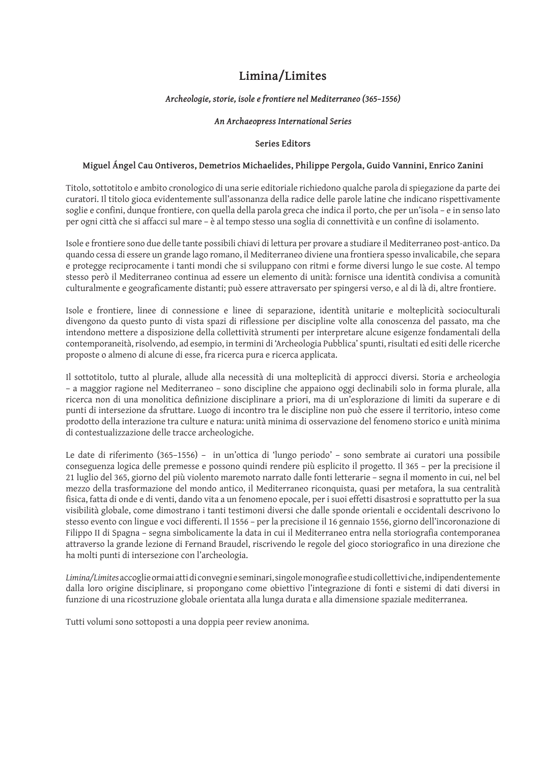# Limina/Limites

*Archeologie, storie, isole e frontiere nel Mediterraneo (365–1556)*

*An Archaeopress International Series*

**Series Editors**

**Miguel Ángel Cau Ontiveros, Demetrios Michaelides, Philippe Pergola, Guido Vannini, Enrico Zanini**

Titolo, sottotitolo e ambito cronologico di una serie editoriale richiedono qualche parola di spiegazione da parte dei curatori. Il titolo gioca evidentemente sull'assonanza della radice delle parole latine che indicano rispettivamente soglie e confini, dunque frontiere, con quella della parola greca che indica il porto, che per un'isola – e in senso lato per ogni città che si affacci sul mare – è al tempo stesso una soglia di connettività e un confine di isolamento.

Isole e frontiere sono due delle tante possibili chiavi di lettura per provare a studiare il Mediterraneo post-antico. Da quando cessa di essere un grande lago romano, il Mediterraneo diviene una frontiera spesso invalicabile, che separa e protegge reciprocamente i tanti mondi che si sviluppano con ritmi e forme diversi lungo le sue coste. Al tempo stesso però il Mediterraneo continua ad essere un elemento di unità: fornisce una identità condivisa a comunità culturalmente e geograficamente distanti; può essere attraversato per spingersi verso, e al di là di, altre frontiere.

Isole e frontiere, linee di connessione e linee di separazione, identità unitarie e molteplicità socioculturali divengono da questo punto di vista spazi di riflessione per discipline volte alla conoscenza del passato, ma che intendono mettere a disposizione della collettività strumenti per interpretare alcune esigenze fondamentali della contemporaneità, risolvendo, ad esempio, in termini di 'Archeologia Pubblica' spunti, risultati ed esiti delle ricerche proposte o almeno di alcune di esse, fra ricerca pura e ricerca applicata.

Il sottotitolo, tutto al plurale, allude alla necessità di una molteplicità di approcci diversi. Storia e archeologia – a maggior ragione nel Mediterraneo – sono discipline che appaiono oggi declinabili solo in forma plurale, alla ricerca non di una monolitica definizione disciplinare a priori, ma di un'esplorazione di limiti da superare e di punti di intersezione da sfruttare. Luogo di incontro tra le discipline non può che essere il territorio, inteso come prodotto della interazione tra culture e natura: unità minima di osservazione del fenomeno storico e unità minima di contestualizzazione delle tracce archeologiche.

Le date di riferimento (365–1556) – in un'ottica di 'lungo periodo' – sono sembrate ai curatori una possibile conseguenza logica delle premesse e possono quindi rendere più esplicito il progetto. Il 365 – per la precisione il 21 luglio del 365, giorno del più violento maremoto narrato dalle fonti letterarie – segna il momento in cui, nel bel mezzo della trasformazione del mondo antico, il Mediterraneo riconquista, quasi per metafora, la sua centralità fisica, fatta di onde e di venti, dando vita a un fenomeno epocale, per i suoi effetti disastrosi e soprattutto per la sua visibilità globale, come dimostrano i tanti testimoni diversi che dalle sponde orientali e occidentali descrivono lo stesso evento con lingue e voci differenti. Il 1556 – per la precisione il 16 gennaio 1556, giorno dell'incoronazione di Filippo II di Spagna – segna simbolicamente la data in cui il Mediterraneo entra nella storiografia contemporanea attraverso la grande lezione di Fernand Braudel, riscrivendo le regole del gioco storiografico in una direzione che ha molti punti di intersezione con l'archeologia.

*Limina/Limites* accoglie ormai atti di convegni e seminari, singole monografie e studi collettivi che, indipendentemente dalla loro origine disciplinare, si propongano come obiettivo l'integrazione di fonti e sistemi di dati diversi in funzione di una ricostruzione globale orientata alla lunga durata e alla dimensione spaziale mediterranea.

Tutti volumi sono sottoposti a una doppia peer review anonima.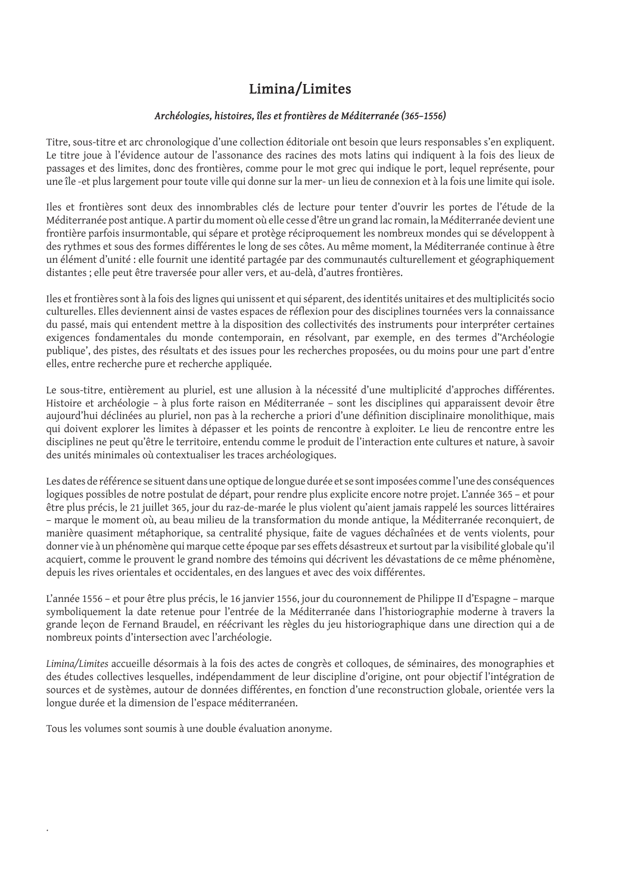# Limina/Limites

*Archéologies, histoires, îles et frontières de Méditerranée (365–1556)*

Titre, sous-titre et arc chronologique d'une collection éditoriale ont besoin que leurs responsables s'en expliquent. Le titre joue à l'évidence autour de l'assonance des racines des mots latins qui indiquent à la fois des lieux de passages et des limites, donc des frontières, comme pour le mot grec qui indique le port, lequel représente, pour une île -et plus largement pour toute ville qui donne sur la mer- un lieu de connexion et à la fois une limite qui isole.

Iles et frontières sont deux des innombrables clés de lecture pour tenter d'ouvrir les portes de l'étude de la Méditerranée post antique. A partir du moment où elle cesse d'être un grand lac romain, la Méditerranée devient une frontière parfois insurmontable, qui sépare et protège réciproquement les nombreux mondes qui se développent à des rythmes et sous des formes différentes le long de ses côtes. Au même moment, la Méditerranée continue à être un élément d'unité : elle fournit une identité partagée par des communautés culturellement et géographiquement distantes ; elle peut être traversée pour aller vers, et au-delà, d'autres frontières.

Iles et frontières sont à la fois des lignes qui unissent et qui séparent, des identités unitaires et des multiplicités socio culturelles. Elles deviennent ainsi de vastes espaces de réflexion pour des disciplines tournées vers la connaissance du passé, mais qui entendent mettre à la disposition des collectivités des instruments pour interpréter certaines exigences fondamentales du monde contemporain, en résolvant, par exemple, en des termes d''Archéologie publique', des pistes, des résultats et des issues pour les recherches proposées, ou du moins pour une part d'entre elles, entre recherche pure et recherche appliquée.

Le sous-titre, entièrement au pluriel, est une allusion à la nécessité d'une multiplicité d'approches différentes. Histoire et archéologie – à plus forte raison en Méditerranée – sont les disciplines qui apparaissent devoir être aujourd'hui déclinées au pluriel, non pas à la recherche a priori d'une définition disciplinaire monolithique, mais qui doivent explorer les limites à dépasser et les points de rencontre à exploiter. Le lieu de rencontre entre les disciplines ne peut qu'être le territoire, entendu comme le produit de l'interaction ente cultures et nature, à savoir des unités minimales où contextualiser les traces archéologiques.

Les dates de référence se situent dans une optique de longue durée et se sont imposées comme l'une des conséquences logiques possibles de notre postulat de départ, pour rendre plus explicite encore notre projet. L'année 365 – et pour être plus précis, le 21 juillet 365, jour du raz-de-marée le plus violent qu'aient jamais rappelé les sources littéraires – marque le moment où, au beau milieu de la transformation du monde antique, la Méditerranée reconquiert, de manière quasiment métaphorique, sa centralité physique, faite de vagues déchaînées et de vents violents, pour donner vie à un phénomène qui marque cette époque par ses effets désastreux et surtout par la visibilité globale qu'il acquiert, comme le prouvent le grand nombre des témoins qui décrivent les dévastations de ce même phénomène, depuis les rives orientales et occidentales, en des langues et avec des voix différentes.

L'année 1556 – et pour être plus précis, le 16 janvier 1556, jour du couronnement de Philippe II d'Espagne – marque symboliquement la date retenue pour l'entrée de la Méditerranée dans l'historiographie moderne à travers la grande leçon de Fernand Braudel, en réécrivant les règles du jeu historiographique dans une direction qui a de nombreux points d'intersection avec l'archéologie.

*Limina/Limites* accueille désormais à la fois des actes de congrès et colloques, de séminaires, des monographies et des études collectives lesquelles, indépendamment de leur discipline d'origine, ont pour objectif l'intégration de sources et de systèmes, autour de données différentes, en fonction d'une reconstruction globale, orientée vers la longue durée et la dimension de l'espace méditerranéen.

Tous les volumes sont soumis à une double évaluation anonyme.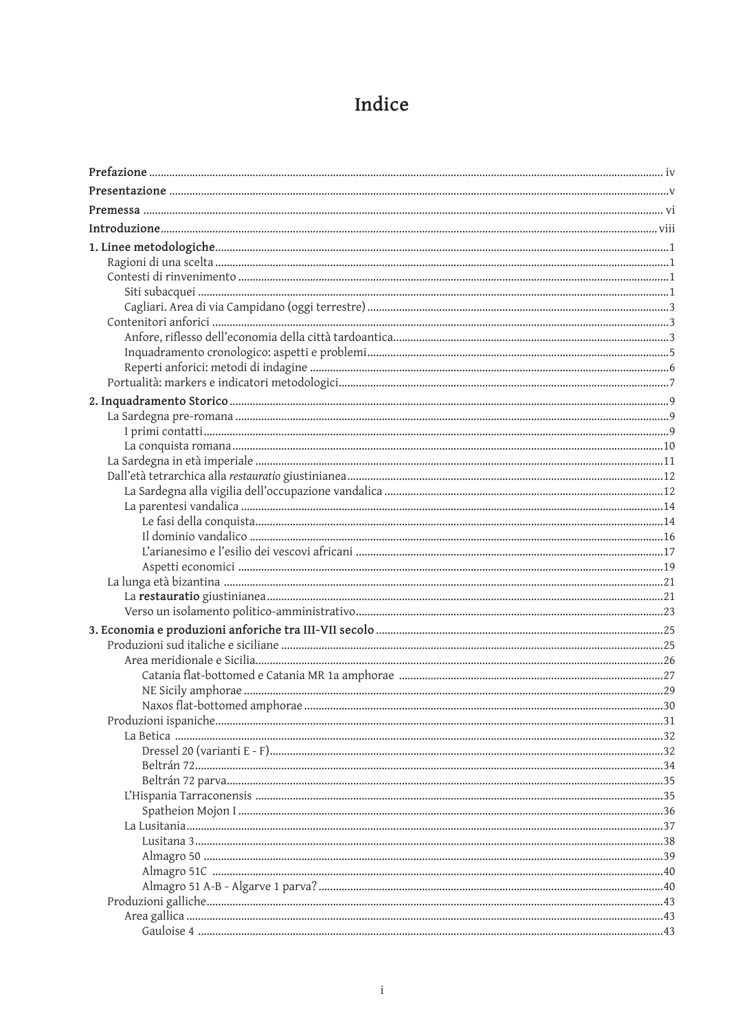# Indice

**Prefazione** ........ iv

**Presentazione** ........ v

**Premessa** ........ vi

**Introduzione** ........ viii

**1. Linee metodologiche** ........ 1
- Ragioni di una scelta ........ 1
- Contesti di rinvenimento ........ 1
  - Siti subacquei ........ 1
  - Cagliari. Area di via Campidano (oggi terrestre) ........ 3
- Contenitori anforici ........ 3
  - Anfore, riflesso dell'economia della città tardoantica ........ 3
  - Inquadramento cronologico: aspetti e problemi ........ 5
  - Reperti anforici: metodi di indagine ........ 6
- Portualità: markers e indicatori metodologici ........ 7

**2. Inquadramento Storico** ........ 9
- La Sardegna pre-romana ........ 9
  - I primi contatti ........ 9
  - La conquista romana ........ 10
- La Sardegna in età imperiale ........ 11
- Dall'età tetrarchica alla *restauratio* giustinianea ........ 12
  - La Sardegna alla vigilia dell'occupazione vandalica ........ 12
  - La parentesi vandalica ........ 14
    - Le fasi della conquista ........ 14
    - Il dominio vandalico ........ 16
    - L'arianesimo e l'esilio dei vescovi africani ........ 17
    - Aspetti economici ........ 19
- La lunga età bizantina ........ 21
  - La **restauratio** giustinianea ........ 21
  - Verso un isolamento politico-amministrativo ........ 23

**3. Economia e produzioni anforiche tra III-VII secolo** ........ 25
- Produzioni sud italiche e siciliane ........ 25
  - Area meridionale e Sicilia ........ 26
    - Catania flat-bottomed e Catania MR 1a amphorae ........ 27
    - NE Sicily amphorae ........ 29
    - Naxos flat-bottomed amphorae ........ 30
- Produzioni ispaniche ........ 31
  - La Betica ........ 32
    - Dressel 20 (varianti E - F) ........ 32
    - Beltrán 72 ........ 34
    - Beltrán 72 parva ........ 35
  - L'Hispania Tarraconensis ........ 35
    - Spatheion Mojon I ........ 36
  - La Lusitania ........ 37
    - Lusitana 3 ........ 38
    - Almagro 50 ........ 39
    - Almagro 51C ........ 40
    - Almagro 51 A-B - Algarve 1 parva? ........ 40
- Produzioni galliche ........ 43
  - Area gallica ........ 43
    - Gauloise 4 ........ 43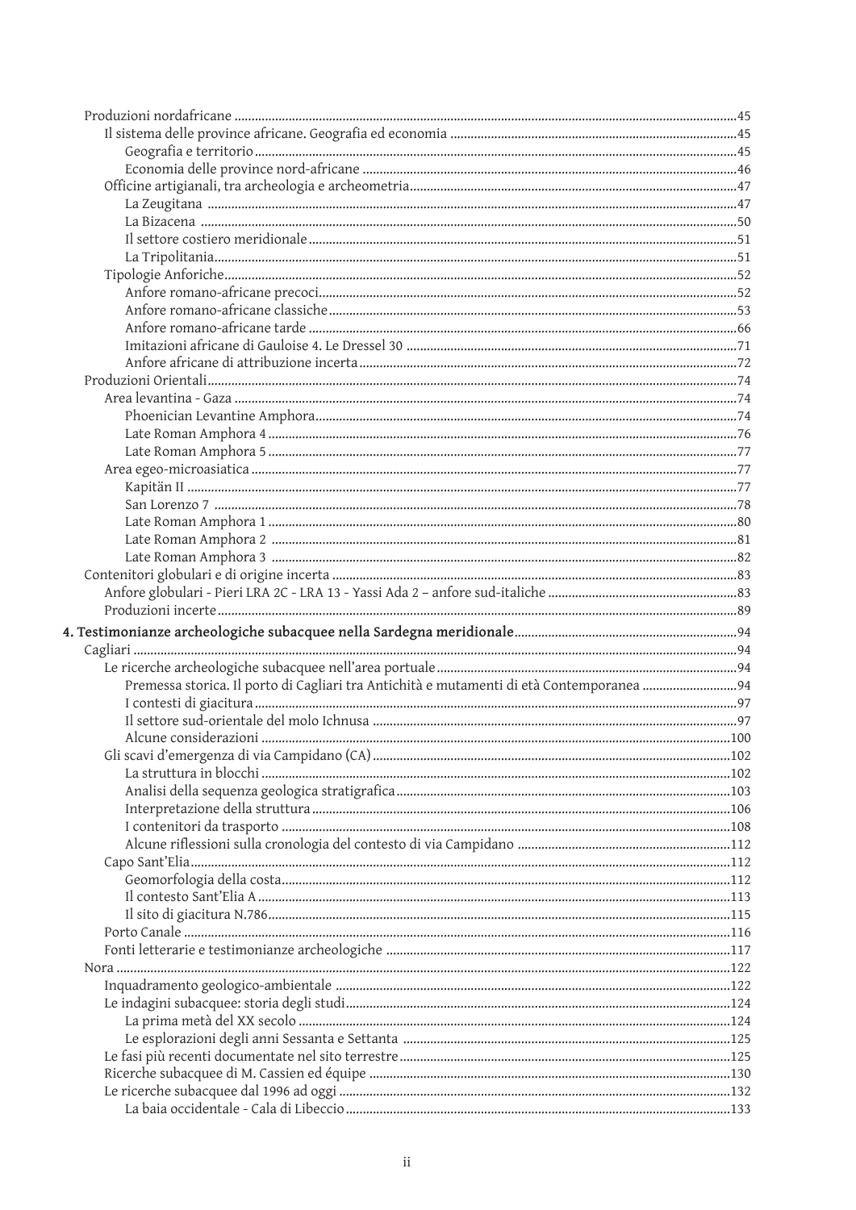- Produzioni nordafricane ....................................................................................................................................45
  - Il sistema delle province africane. Geografia ed economia ....................................................................45
    - Geografia e territorio ..............................................................................................................................45
    - Economia delle province nord-africane ................................................................................................46
  - Officine artigianali, tra archeologia e archeometria.................................................................................47
    - La Zeugitana ............................................................................................................................................47
    - La Bizacena .............................................................................................................................................50
    - Il settore costiero meridionale ................................................................................................................51
    - La Tripolitania ..........................................................................................................................................51
  - Tipologie Anforiche.......................................................................................................................................52
    - Anfore romano-africane precoci.............................................................................................................52
    - Anfore romano-africane classiche...........................................................................................................53
    - Anfore romano-africane tarde .................................................................................................................66
    - Imitazioni africane di Gauloise 4. Le Dressel 30 ...................................................................................71
    - Anfore africane di attribuzione incerta ..................................................................................................72
- Produzioni Orientali............................................................................................................................................74
  - Area levantina - Gaza ....................................................................................................................................74
    - Phoenician Levantine Amphora..............................................................................................................74
    - Late Roman Amphora 4 ...........................................................................................................................76
    - Late Roman Amphora 5 ...........................................................................................................................77
  - Area egeo-microasiatica ...............................................................................................................................77
    - Kapitän II ..................................................................................................................................................77
    - San Lorenzo 7 ...........................................................................................................................................78
    - Late Roman Amphora 1 ...........................................................................................................................80
    - Late Roman Amphora 2 ...........................................................................................................................81
    - Late Roman Amphora 3 ...........................................................................................................................82
- Contenitori globulari e di origine incerta .........................................................................................................83
  - Anfore globulari - Pieri LRA 2C - LRA 13 - Yassi Ada 2 – anfore sud-italiche ..........................................83
  - Produzioni incerte ..........................................................................................................................................89

**4. Testimonianze archeologiche subacquee nella Sardegna meridionale**..................................................94

- Cagliari ..................................................................................................................................................................94
  - Le ricerche archeologiche subacquee nell'area portuale .........................................................................94
    - Premessa storica. Il porto di Cagliari tra Antichità e mutamenti di età Contemporanea .....................94
    - I contesti di giacitura ...............................................................................................................................97
    - Il settore sud-orientale del molo Ichnusa ..............................................................................................97
    - Alcune considerazioni ...........................................................................................................................100
  - Gli scavi d'emergenza di via Campidano (CA) ..........................................................................................102
    - La struttura in blocchi ...........................................................................................................................102
    - Analisi della sequenza geologica stratigrafica ....................................................................................103
    - Interpretazione della struttura ............................................................................................................106
    - I contenitori da trasporto .....................................................................................................................108
    - Alcune riflessioni sulla cronologia del contesto di via Campidano ....................................................112
  - Capo Sant'Elia ..............................................................................................................................................112
    - Geomorfologia della costa.....................................................................................................................112
    - Il contesto Sant'Elia A ............................................................................................................................113
    - Il sito di giacitura N.786.........................................................................................................................115
  - Porto Canale ..................................................................................................................................................116
  - Fonti letterarie e testimonianze archeologiche .......................................................................................117
- Nora ....................................................................................................................................................................122
  - Inquadramento geologico-ambientale .....................................................................................................122
  - Le indagini subacquee: storia degli studi..................................................................................................124
    - La prima metà del XX secolo ................................................................................................................124
    - Le esplorazioni degli anni Sessanta e Settanta ...................................................................................125
  - Le fasi più recenti documentate nel sito terrestre ...................................................................................125
  - Ricerche subacquee di M. Cassien ed équipe ...........................................................................................130
  - Le ricerche subacquee dal 1996 ad oggi ....................................................................................................132
    - La baia occidentale - Cala di Libeccio ..................................................................................................133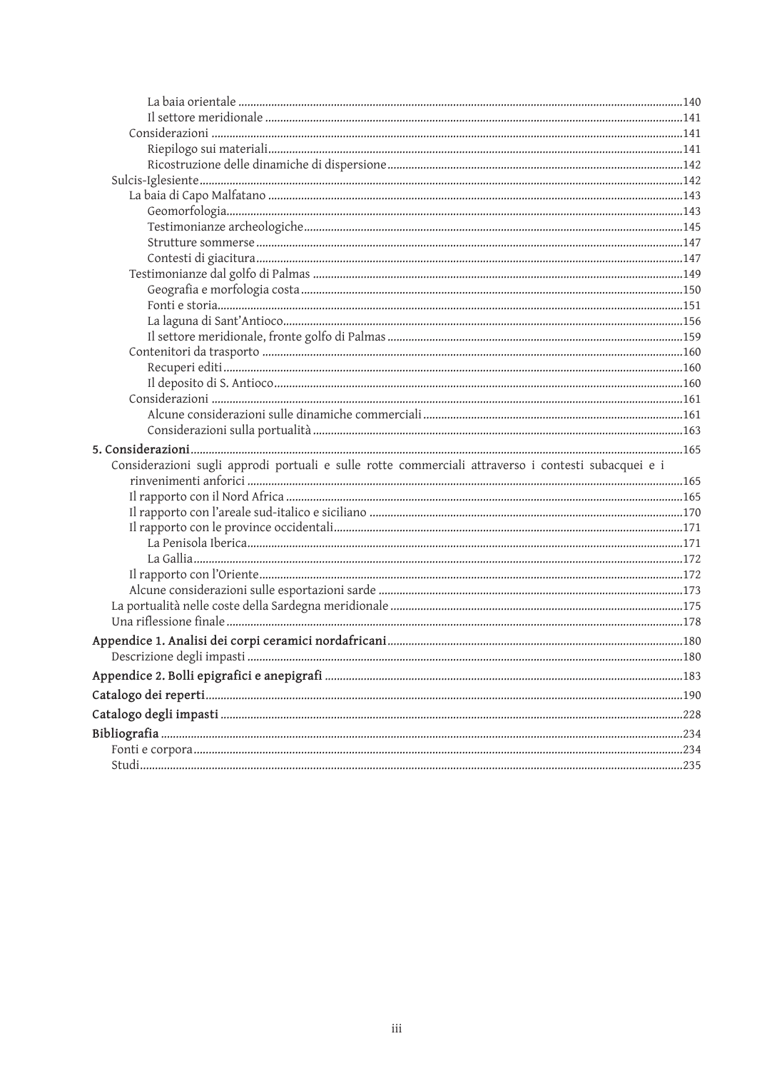La baia orientale ........ 140
Il settore meridionale ........ 141
Considerazioni ........ 141
Riepilogo sui materiali ........ 141
Ricostruzione delle dinamiche di dispersione ........ 142
Sulcis-Iglesiente ........ 142
La baia di Capo Malfatano ........ 143
Geomorfologia ........ 143
Testimonianze archeologiche ........ 145
Strutture sommerse ........ 147
Contesti di giacitura ........ 147
Testimonianze dal golfo di Palmas ........ 149
Geografia e morfologia costa ........ 150
Fonti e storia ........ 151
La laguna di Sant'Antioco ........ 156
Il settore meridionale, fronte golfo di Palmas ........ 159
Contenitori da trasporto ........ 160
Recuperi editi ........ 160
Il deposito di S. Antioco ........ 160
Considerazioni ........ 161
Alcune considerazioni sulle dinamiche commerciali ........ 161
Considerazioni sulla portualità ........ 163

**5. Considerazioni** ........ 165
Considerazioni sugli approdi portuali e sulle rotte commerciali attraverso i contesti subacquei e i rinvenimenti anforici ........ 165
Il rapporto con il Nord Africa ........ 165
Il rapporto con l'areale sud-italico e siciliano ........ 170
Il rapporto con le province occidentali ........ 171
La Penisola Iberica ........ 171
La Gallia ........ 172
Il rapporto con l'Oriente ........ 172
Alcune considerazioni sulle esportazioni sarde ........ 173
La portualità nelle coste della Sardegna meridionale ........ 175
Una riflessione finale ........ 178

**Appendice 1. Analisi dei corpi ceramici nordafricani** ........ 180
Descrizione degli impasti ........ 180

**Appendice 2. Bolli epigrafici e anepigrafi** ........ 183

**Catalogo dei reperti** ........ 190

**Catalogo degli impasti** ........ 228

**Bibliografia** ........ 234
Fonti e corpora ........ 234
Studi ........ 235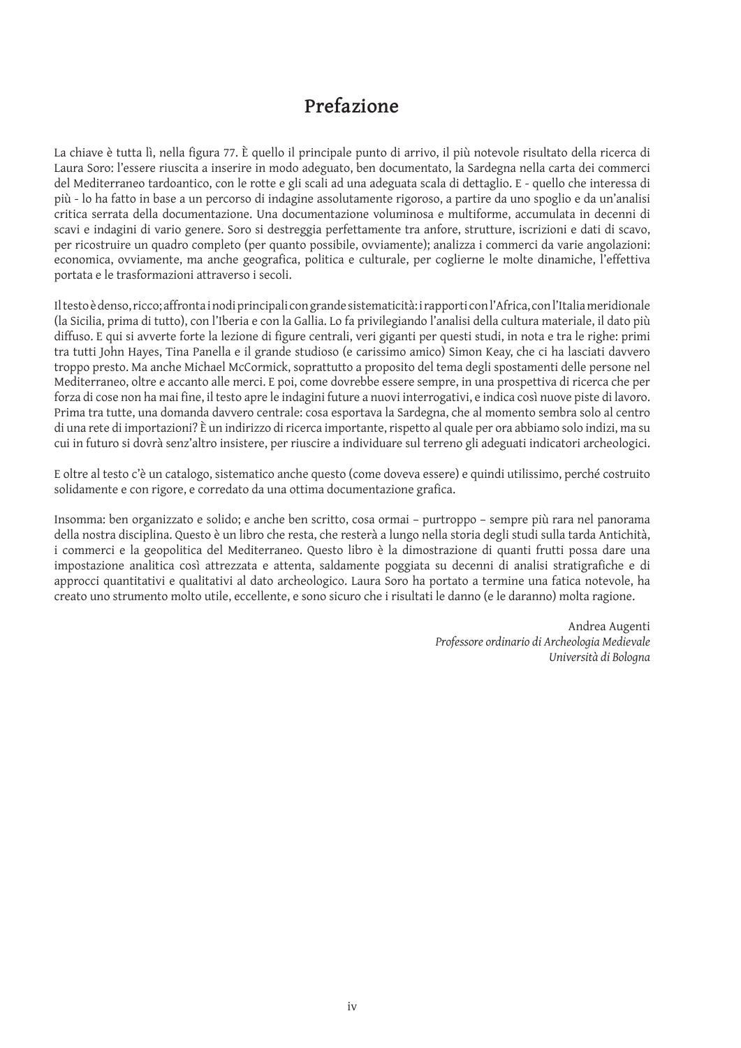# Prefazione

La chiave è tutta lì, nella figura 77. È quello il principale punto di arrivo, il più notevole risultato della ricerca di Laura Soro: l'essere riuscita a inserire in modo adeguato, ben documentato, la Sardegna nella carta dei commerci del Mediterraneo tardoantico, con le rotte e gli scali ad una adeguata scala di dettaglio. E - quello che interessa di più - lo ha fatto in base a un percorso di indagine assolutamente rigoroso, a partire da uno spoglio e da un'analisi critica serrata della documentazione. Una documentazione voluminosa e multiforme, accumulata in decenni di scavi e indagini di vario genere. Soro si destreggia perfettamente tra anfore, strutture, iscrizioni e dati di scavo, per ricostruire un quadro completo (per quanto possibile, ovviamente); analizza i commerci da varie angolazioni: economica, ovviamente, ma anche geografica, politica e culturale, per coglierne le molte dinamiche, l'effettiva portata e le trasformazioni attraverso i secoli.

Il testo è denso, ricco; affronta i nodi principali con grande sistematicità: i rapporti con l'Africa, con l'Italia meridionale (la Sicilia, prima di tutto), con l'Iberia e con la Gallia. Lo fa privilegiando l'analisi della cultura materiale, il dato più diffuso. E qui si avverte forte la lezione di figure centrali, veri giganti per questi studi, in nota e tra le righe: primi tra tutti John Hayes, Tina Panella e il grande studioso (e carissimo amico) Simon Keay, che ci ha lasciati davvero troppo presto. Ma anche Michael McCormick, soprattutto a proposito del tema degli spostamenti delle persone nel Mediterraneo, oltre e accanto alle merci. E poi, come dovrebbe essere sempre, in una prospettiva di ricerca che per forza di cose non ha mai fine, il testo apre le indagini future a nuovi interrogativi, e indica così nuove piste di lavoro. Prima tra tutte, una domanda davvero centrale: cosa esportava la Sardegna, che al momento sembra solo al centro di una rete di importazioni? È un indirizzo di ricerca importante, rispetto al quale per ora abbiamo solo indizi, ma su cui in futuro si dovrà senz'altro insistere, per riuscire a individuare sul terreno gli adeguati indicatori archeologici.

E oltre al testo c'è un catalogo, sistematico anche questo (come doveva essere) e quindi utilissimo, perché costruito solidamente e con rigore, e corredato da una ottima documentazione grafica.

Insomma: ben organizzato e solido; e anche ben scritto, cosa ormai – purtroppo – sempre più rara nel panorama della nostra disciplina. Questo è un libro che resta, che resterà a lungo nella storia degli studi sulla tarda Antichità, i commerci e la geopolitica del Mediterraneo. Questo libro è la dimostrazione di quanti frutti possa dare una impostazione analitica così attrezzata e attenta, saldamente poggiata su decenni di analisi stratigrafiche e di approcci quantitativi e qualitativi al dato archeologico. Laura Soro ha portato a termine una fatica notevole, ha creato uno strumento molto utile, eccellente, e sono sicuro che i risultati le danno (e le daranno) molta ragione.

Andrea Augenti
*Professore ordinario di Archeologia Medievale*
*Università di Bologna*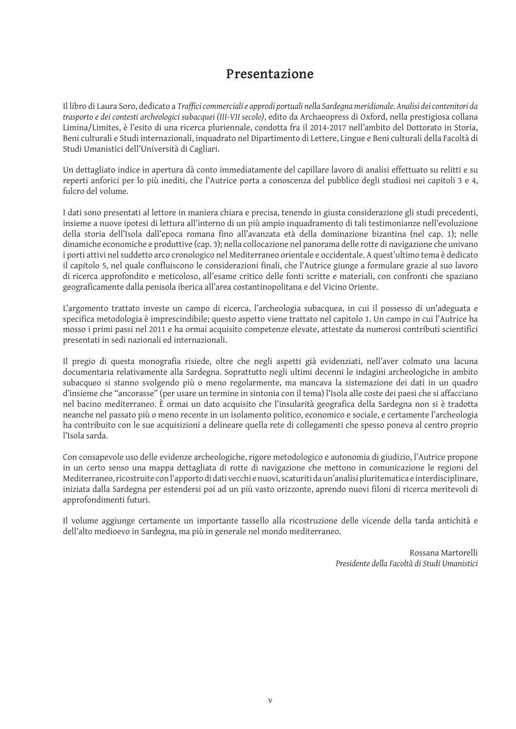# Presentazione

Il libro di Laura Soro, dedicato a *Traffici commerciali e approdi portuali nella Sardegna meridionale. Analisi dei contenitori da trasporto e dei contesti archeologici subacquei (III-VII secolo)*, edito da Archaeopress di Oxford, nella prestigiosa collana Limina/Limites, è l'esito di una ricerca pluriennale, condotta fra il 2014-2017 nell'ambito del Dottorato in Storia, Beni culturali e Studi internazionali, inquadrato nel Dipartimento di Lettere, Lingue e Beni culturali della Facoltà di Studi Umanistici dell'Università di Cagliari.

Un dettagliato indice in apertura dà conto immediatamente del capillare lavoro di analisi effettuato su relitti e su reperti anforici per lo più inediti, che l'Autrice porta a conoscenza del pubblico degli studiosi nei capitoli 3 e 4, fulcro del volume.

I dati sono presentati al lettore in maniera chiara e precisa, tenendo in giusta considerazione gli studi precedenti, insieme a nuove ipotesi di lettura all'interno di un più ampio inquadramento di tali testimonianze nell'evoluzione della storia dell'Isola dall'epoca romana fino all'avanzata età della dominazione bizantina (nel cap. 1); nelle dinamiche economiche e produttive (cap. 3); nella collocazione nel panorama delle rotte di navigazione che univano i porti attivi nel suddetto arco cronologico nel Mediterraneo orientale e occidentale. A quest'ultimo tema è dedicato il capitolo 5, nel quale confluiscono le considerazioni finali, che l'Autrice giunge a formulare grazie al suo lavoro di ricerca approfondito e meticoloso, all'esame critico delle fonti scritte e materiali, con confronti che spaziano geograficamente dalla penisola iberica all'area costantinopolitana e del Vicino Oriente.

L'argomento trattato investe un campo di ricerca, l'archeologia subacquea, in cui il possesso di un'adeguata e specifica metodologia è imprescindibile; questo aspetto viene trattato nel capitolo 1. Un campo in cui l'Autrice ha mosso i primi passi nel 2011 e ha ormai acquisito competenze elevate, attestate da numerosi contributi scientifici presentati in sedi nazionali ed internazionali.

Il pregio di questa monografia risiede, oltre che negli aspetti già evidenziati, nell'aver colmato una lacuna documentaria relativamente alla Sardegna. Soprattutto negli ultimi decenni le indagini archeologiche in ambito subacqueo si stanno svolgendo più o meno regolarmente, ma mancava la sistemazione dei dati in un quadro d'insieme che "ancorasse" (per usare un termine in sintonia con il tema) l'Isola alle coste dei paesi che si affacciano nel bacino mediterraneo. È ormai un dato acquisito che l'insularità geografica della Sardegna non si è tradotta neanche nel passato più o meno recente in un isolamento politico, economico e sociale, e certamente l'archeologia ha contribuito con le sue acquisizioni a delineare quella rete di collegamenti che spesso poneva al centro proprio l'Isola sarda.

Con consapevole uso delle evidenze archeologiche, rigore metodologico e autonomia di giudizio, l'Autrice propone in un certo senso una mappa dettagliata di rotte di navigazione che mettono in comunicazione le regioni del Mediterraneo, ricostruite con l'apporto di dati vecchi e nuovi, scaturiti da un'analisi pluritematica e interdisciplinare, iniziata dalla Sardegna per estendersi poi ad un più vasto orizzonte, aprendo nuovi filoni di ricerca meritevoli di approfondimenti futuri.

Il volume aggiunge certamente un importante tassello alla ricostruzione delle vicende della tarda antichità e dell'alto medioevo in Sardegna, ma più in generale nel mondo mediterraneo.

Rossana Martorelli
*Presidente della Facoltà di Studi Umanistici*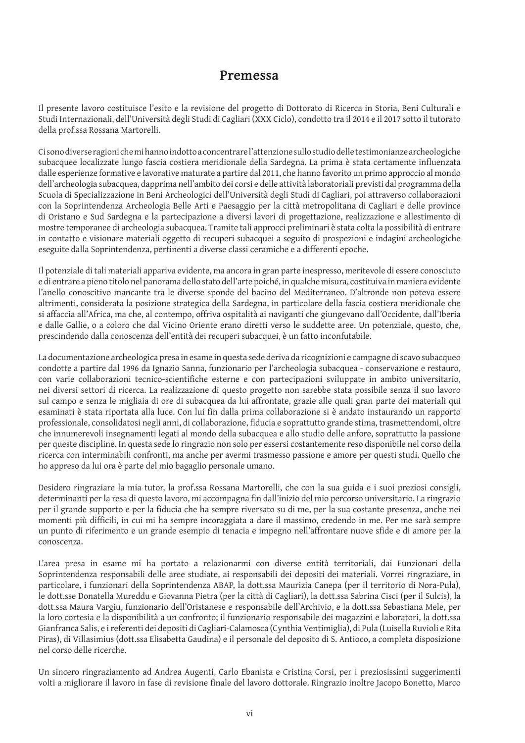# Premessa

Il presente lavoro costituisce l'esito e la revisione del progetto di Dottorato di Ricerca in Storia, Beni Culturali e Studi Internazionali, dell'Università degli Studi di Cagliari (XXX Ciclo), condotto tra il 2014 e il 2017 sotto il tutorato della prof.ssa Rossana Martorelli.

Ci sono diverse ragioni che mi hanno indotto a concentrare l'attenzione sullo studio delle testimonianze archeologiche subacquee localizzate lungo fascia costiera meridionale della Sardegna. La prima è stata certamente influenzata dalle esperienze formative e lavorative maturate a partire dal 2011, che hanno favorito un primo approccio al mondo dell'archeologia subacquea, dapprima nell'ambito dei corsi e delle attività laboratoriali previsti dal programma della Scuola di Specializzazione in Beni Archeologici dell'Università degli Studi di Cagliari, poi attraverso collaborazioni con la Soprintendenza Archeologia Belle Arti e Paesaggio per la città metropolitana di Cagliari e delle province di Oristano e Sud Sardegna e la partecipazione a diversi lavori di progettazione, realizzazione e allestimento di mostre temporanee di archeologia subacquea. Tramite tali approcci preliminari è stata colta la possibilità di entrare in contatto e visionare materiali oggetto di recuperi subacquei a seguito di prospezioni e indagini archeologiche eseguite dalla Soprintendenza, pertinenti a diverse classi ceramiche e a differenti epoche.

Il potenziale di tali materiali appariva evidente, ma ancora in gran parte inespresso, meritevole di essere conosciuto e di entrare a pieno titolo nel panorama dello stato dell'arte poiché, in qualche misura, costituiva in maniera evidente l'anello conoscitivo mancante tra le diverse sponde del bacino del Mediterraneo. D'altronde non poteva essere altrimenti, considerata la posizione strategica della Sardegna, in particolare della fascia costiera meridionale che si affaccia all'Africa, ma che, al contempo, offriva ospitalità ai naviganti che giungevano dall'Occidente, dall'Iberia e dalle Gallie, o a coloro che dal Vicino Oriente erano diretti verso le suddette aree. Un potenziale, questo, che, prescindendo dalla conoscenza dell'entità dei recuperi subacquei, è un fatto inconfutabile.

La documentazione archeologica presa in esame in questa sede deriva da ricognizioni e campagne di scavo subacqueo condotte a partire dal 1996 da Ignazio Sanna, funzionario per l'archeologia subacquea - conservazione e restauro, con varie collaborazioni tecnico-scientifiche esterne e con partecipazioni sviluppate in ambito universitario, nei diversi settori di ricerca. La realizzazione di questo progetto non sarebbe stata possibile senza il suo lavoro sul campo e senza le migliaia di ore di subacquea da lui affrontate, grazie alle quali gran parte dei materiali qui esaminati è stata riportata alla luce. Con lui fin dalla prima collaborazione si è andato instaurando un rapporto professionale, consolidatosi negli anni, di collaborazione, fiducia e soprattutto grande stima, trasmettendomi, oltre che innumerevoli insegnamenti legati al mondo della subacquea e allo studio delle anfore, soprattutto la passione per queste discipline. In questa sede lo ringrazio non solo per essersi costantemente reso disponibile nel corso della ricerca con interminabili confronti, ma anche per avermi trasmesso passione e amore per questi studi. Quello che ho appreso da lui ora è parte del mio bagaglio personale umano.

Desidero ringraziare la mia tutor, la prof.ssa Rossana Martorelli, che con la sua guida e i suoi preziosi consigli, determinanti per la resa di questo lavoro, mi accompagna fin dall'inizio del mio percorso universitario. La ringrazio per il grande supporto e per la fiducia che ha sempre riversato su di me, per la sua costante presenza, anche nei momenti più difficili, in cui mi ha sempre incoraggiata a dare il massimo, credendo in me. Per me sarà sempre un punto di riferimento e un grande esempio di tenacia e impegno nell'affrontare nuove sfide e di amore per la conoscenza.

L'area presa in esame mi ha portato a relazionarmi con diverse entità territoriali, dai Funzionari della Soprintendenza responsabili delle aree studiate, ai responsabili dei depositi dei materiali. Vorrei ringraziare, in particolare, i funzionari della Soprintendenza ABAP, la dott.ssa Maurizia Canepa (per il territorio di Nora-Pula), le dott.sse Donatella Mureddu e Giovanna Pietra (per la città di Cagliari), la dott.ssa Sabrina Cisci (per il Sulcis), la dott.ssa Maura Vargiu, funzionario dell'Oristanese e responsabile dell'Archivio, e la dott.ssa Sebastiana Mele, per la loro cortesia e la disponibilità a un confronto; il funzionario responsabile dei magazzini e laboratori, la dott.ssa Gianfranca Salis, e i referenti dei depositi di Cagliari-Calamosca (Cynthia Ventimiglia), di Pula (Luisella Ruvioli e Rita Piras), di Villasimius (dott.ssa Elisabetta Gaudina) e il personale del deposito di S. Antioco, a completa disposizione nel corso delle ricerche.

Un sincero ringraziamento ad Andrea Augenti, Carlo Ebanista e Cristina Corsi, per i preziosissimi suggerimenti volti a migliorare il lavoro in fase di revisione finale del lavoro dottorale. Ringrazio inoltre Jacopo Bonetto, Marco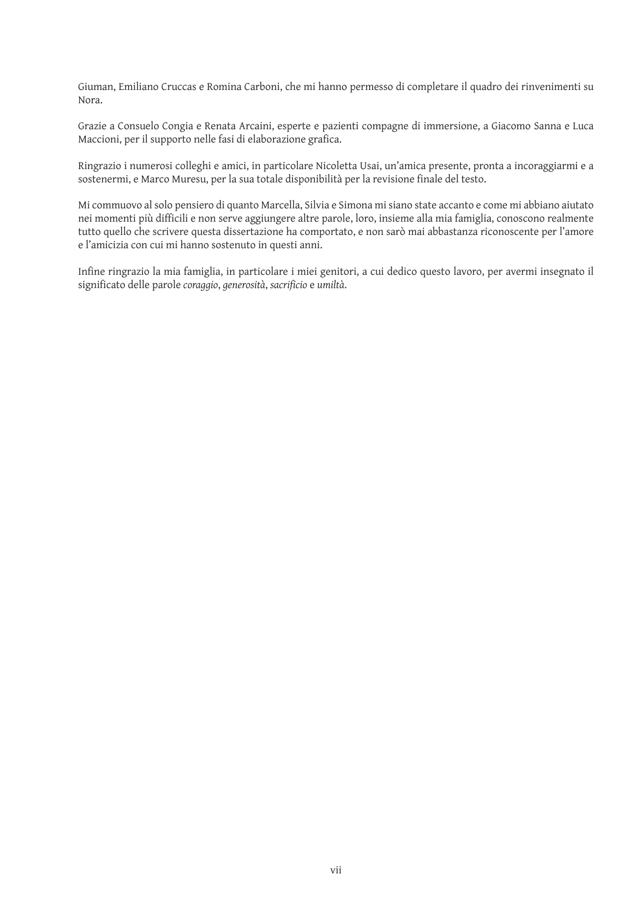Giuman, Emiliano Cruccas e Romina Carboni, che mi hanno permesso di completare il quadro dei rinvenimenti su Nora.

Grazie a Consuelo Congia e Renata Arcaini, esperte e pazienti compagne di immersione, a Giacomo Sanna e Luca Maccioni, per il supporto nelle fasi di elaborazione grafica.

Ringrazio i numerosi colleghi e amici, in particolare Nicoletta Usai, un'amica presente, pronta a incoraggiarmi e a sostenermi, e Marco Muresu, per la sua totale disponibilità per la revisione finale del testo.

Mi commuovo al solo pensiero di quanto Marcella, Silvia e Simona mi siano state accanto e come mi abbiano aiutato nei momenti più difficili e non serve aggiungere altre parole, loro, insieme alla mia famiglia, conoscono realmente tutto quello che scrivere questa dissertazione ha comportato, e non sarò mai abbastanza riconoscente per l'amore e l'amicizia con cui mi hanno sostenuto in questi anni.

Infine ringrazio la mia famiglia, in particolare i miei genitori, a cui dedico questo lavoro, per avermi insegnato il significato delle parole *coraggio*, *generosità*, *sacrificio* e *umiltà*.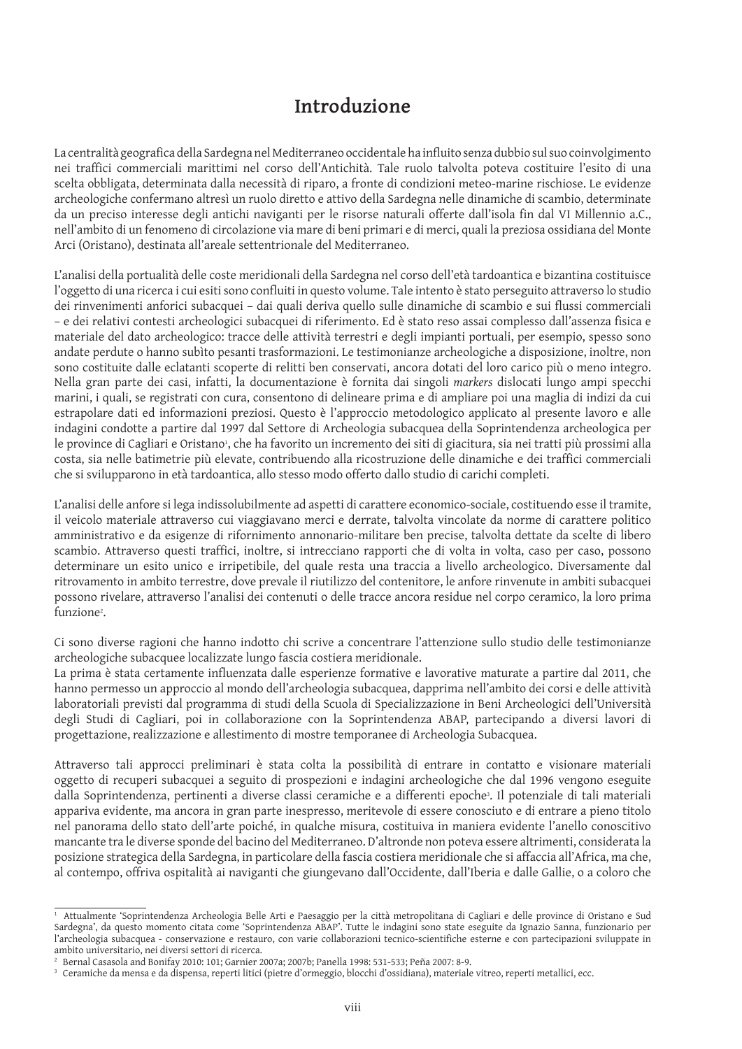# Introduzione

La centralità geografica della Sardegna nel Mediterraneo occidentale ha influito senza dubbio sul suo coinvolgimento nei traffici commerciali marittimi nel corso dell'Antichità. Tale ruolo talvolta poteva costituire l'esito di una scelta obbligata, determinata dalla necessità di riparo, a fronte di condizioni meteo-marine rischiose. Le evidenze archeologiche confermano altresì un ruolo diretto e attivo della Sardegna nelle dinamiche di scambio, determinate da un preciso interesse degli antichi naviganti per le risorse naturali offerte dall'isola fin dal VI Millennio a.C., nell'ambito di un fenomeno di circolazione via mare di beni primari e di merci, quali la preziosa ossidiana del Monte Arci (Oristano), destinata all'areale settentrionale del Mediterraneo.

L'analisi della portualità delle coste meridionali della Sardegna nel corso dell'età tardoantica e bizantina costituisce l'oggetto di una ricerca i cui esiti sono confluiti in questo volume. Tale intento è stato perseguito attraverso lo studio dei rinvenimenti anforici subacquei – dai quali deriva quello sulle dinamiche di scambio e sui flussi commerciali – e dei relativi contesti archeologici subacquei di riferimento. Ed è stato reso assai complesso dall'assenza fisica e materiale del dato archeologico: tracce delle attività terrestri e degli impianti portuali, per esempio, spesso sono andate perdute o hanno subìto pesanti trasformazioni. Le testimonianze archeologiche a disposizione, inoltre, non sono costituite dalle eclatanti scoperte di relitti ben conservati, ancora dotati del loro carico più o meno integro. Nella gran parte dei casi, infatti, la documentazione è fornita dai singoli *markers* dislocati lungo ampi specchi marini, i quali, se registrati con cura, consentono di delineare prima e di ampliare poi una maglia di indizi da cui estrapolare dati ed informazioni preziosi. Questo è l'approccio metodologico applicato al presente lavoro e alle indagini condotte a partire dal 1997 dal Settore di Archeologia subacquea della Soprintendenza archeologica per le province di Cagliari e Oristano[1], che ha favorito un incremento dei siti di giacitura, sia nei tratti più prossimi alla costa, sia nelle batimetrie più elevate, contribuendo alla ricostruzione delle dinamiche e dei traffici commerciali che si svilupparono in età tardoantica, allo stesso modo offerto dallo studio di carichi completi.

L'analisi delle anfore si lega indissolubilmente ad aspetti di carattere economico-sociale, costituendo esse il tramite, il veicolo materiale attraverso cui viaggiavano merci e derrate, talvolta vincolate da norme di carattere politico amministrativo e da esigenze di rifornimento annonario-militare ben precise, talvolta dettate da scelte di libero scambio. Attraverso questi traffici, inoltre, si intrecciano rapporti che di volta in volta, caso per caso, possono determinare un esito unico e irripetibile, del quale resta una traccia a livello archeologico. Diversamente dal ritrovamento in ambito terrestre, dove prevale il riutilizzo del contenitore, le anfore rinvenute in ambiti subacquei possono rivelare, attraverso l'analisi dei contenuti o delle tracce ancora residue nel corpo ceramico, la loro prima funzione[2].

Ci sono diverse ragioni che hanno indotto chi scrive a concentrare l'attenzione sullo studio delle testimonianze archeologiche subacquee localizzate lungo fascia costiera meridionale.
La prima è stata certamente influenzata dalle esperienze formative e lavorative maturate a partire dal 2011, che hanno permesso un approccio al mondo dell'archeologia subacquea, dapprima nell'ambito dei corsi e delle attività laboratoriali previsti dal programma di studi della Scuola di Specializzazione in Beni Archeologici dell'Università degli Studi di Cagliari, poi in collaborazione con la Soprintendenza ABAP, partecipando a diversi lavori di progettazione, realizzazione e allestimento di mostre temporanee di Archeologia Subacquea.

Attraverso tali approcci preliminari è stata colta la possibilità di entrare in contatto e visionare materiali oggetto di recuperi subacquei a seguito di prospezioni e indagini archeologiche che dal 1996 vengono eseguite dalla Soprintendenza, pertinenti a diverse classi ceramiche e a differenti epoche[3]. Il potenziale di tali materiali appariva evidente, ma ancora in gran parte inespresso, meritevole di essere conosciuto e di entrare a pieno titolo nel panorama dello stato dell'arte poiché, in qualche misura, costituiva in maniera evidente l'anello conoscitivo mancante tra le diverse sponde del bacino del Mediterraneo. D'altronde non poteva essere altrimenti, considerata la posizione strategica della Sardegna, in particolare della fascia costiera meridionale che si affaccia all'Africa, ma che, al contempo, offriva ospitalità ai naviganti che giungevano dall'Occidente, dall'Iberia e dalle Gallie, o a coloro che

---

[1] Attualmente 'Soprintendenza Archeologia Belle Arti e Paesaggio per la città metropolitana di Cagliari e delle province di Oristano e Sud Sardegna', da questo momento citata come 'Soprintendenza ABAP'. Tutte le indagini sono state eseguite da Ignazio Sanna, funzionario per l'archeologia subacquea - conservazione e restauro, con varie collaborazioni tecnico-scientifiche esterne e con partecipazioni sviluppate in ambito universitario, nei diversi settori di ricerca.

[2] Bernal Casasola and Bonifay 2010: 101; Garnier 2007a; 2007b; Panella 1998: 531-533; Peña 2007: 8-9.

[3] Ceramiche da mensa e da dispensa, reperti litici (pietre d'ormeggio, blocchi d'ossidiana), materiale vitreo, reperti metallici, ecc.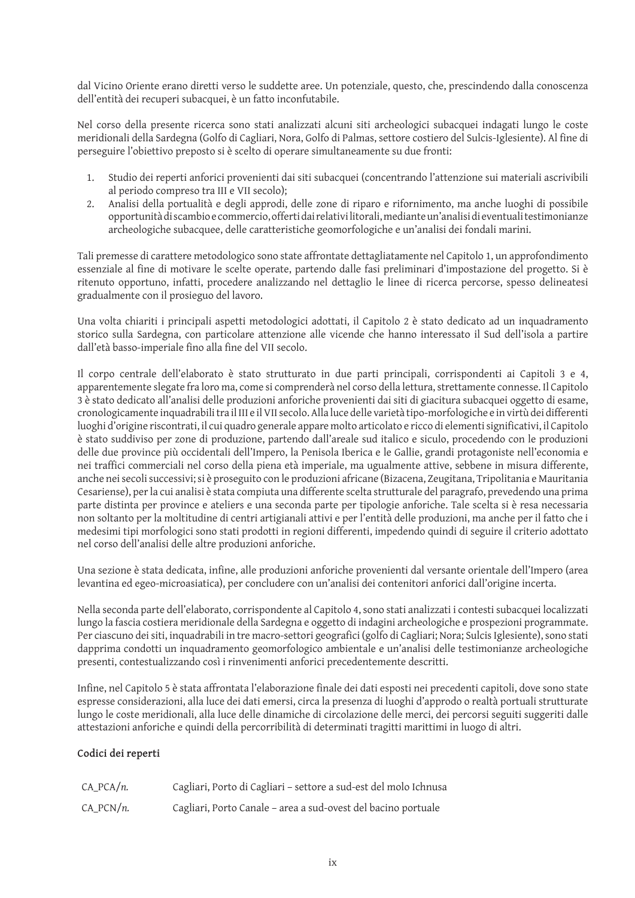dal Vicino Oriente erano diretti verso le suddette aree. Un potenziale, questo, che, prescindendo dalla conoscenza dell'entità dei recuperi subacquei, è un fatto inconfutabile.

Nel corso della presente ricerca sono stati analizzati alcuni siti archeologici subacquei indagati lungo le coste meridionali della Sardegna (Golfo di Cagliari, Nora, Golfo di Palmas, settore costiero del Sulcis-Iglesiente). Al fine di perseguire l'obiettivo preposto si è scelto di operare simultaneamente su due fronti:

1. Studio dei reperti anforici provenienti dai siti subacquei (concentrando l'attenzione sui materiali ascrivibili al periodo compreso tra III e VII secolo);
2. Analisi della portualità e degli approdi, delle zone di riparo e rifornimento, ma anche luoghi di possibile opportunità di scambio e commercio, offerti dai relativi litorali, mediante un'analisi di eventuali testimonianze archeologiche subacquee, delle caratteristiche geomorfologiche e un'analisi dei fondali marini.

Tali premesse di carattere metodologico sono state affrontate dettagliatamente nel Capitolo 1, un approfondimento essenziale al fine di motivare le scelte operate, partendo dalle fasi preliminari d'impostazione del progetto. Si è ritenuto opportuno, infatti, procedere analizzando nel dettaglio le linee di ricerca percorse, spesso delineatesi gradualmente con il prosieguo del lavoro.

Una volta chiariti i principali aspetti metodologici adottati, il Capitolo 2 è stato dedicato ad un inquadramento storico sulla Sardegna, con particolare attenzione alle vicende che hanno interessato il Sud dell'isola a partire dall'età basso-imperiale fino alla fine del VII secolo.

Il corpo centrale dell'elaborato è stato strutturato in due parti principali, corrispondenti ai Capitoli 3 e 4, apparentemente slegate fra loro ma, come si comprenderà nel corso della lettura, strettamente connesse. Il Capitolo 3 è stato dedicato all'analisi delle produzioni anforiche provenienti dai siti di giacitura subacquei oggetto di esame, cronologicamente inquadrabili tra il III e il VII secolo. Alla luce delle varietà tipo-morfologiche e in virtù dei differenti luoghi d'origine riscontrati, il cui quadro generale appare molto articolato e ricco di elementi significativi, il Capitolo è stato suddiviso per zone di produzione, partendo dall'areale sud italico e siculo, procedendo con le produzioni delle due province più occidentali dell'Impero, la Penisola Iberica e le Gallie, grandi protagoniste nell'economia e nei traffici commerciali nel corso della piena età imperiale, ma ugualmente attive, sebbene in misura differente, anche nei secoli successivi; si è proseguito con le produzioni africane (Bizacena, Zeugitana, Tripolitania e Mauritania Cesariense), per la cui analisi è stata compiuta una differente scelta strutturale del paragrafo, prevedendo una prima parte distinta per province e ateliers e una seconda parte per tipologie anforiche. Tale scelta si è resa necessaria non soltanto per la moltitudine di centri artigianali attivi e per l'entità delle produzioni, ma anche per il fatto che i medesimi tipi morfologici sono stati prodotti in regioni differenti, impedendo quindi di seguire il criterio adottato nel corso dell'analisi delle altre produzioni anforiche.

Una sezione è stata dedicata, infine, alle produzioni anforiche provenienti dal versante orientale dell'Impero (area levantina ed egeo-microasiatica), per concludere con un'analisi dei contenitori anforici dall'origine incerta.

Nella seconda parte dell'elaborato, corrispondente al Capitolo 4, sono stati analizzati i contesti subacquei localizzati lungo la fascia costiera meridionale della Sardegna e oggetto di indagini archeologiche e prospezioni programmate. Per ciascuno dei siti, inquadrabili in tre macro-settori geografici (golfo di Cagliari; Nora; Sulcis Iglesiente), sono stati dapprima condotti un inquadramento geomorfologico ambientale e un'analisi delle testimonianze archeologiche presenti, contestualizzando così i rinvenimenti anforici precedentemente descritti.

Infine, nel Capitolo 5 è stata affrontata l'elaborazione finale dei dati esposti nei precedenti capitoli, dove sono state espresse considerazioni, alla luce dei dati emersi, circa la presenza di luoghi d'approdo o realtà portuali strutturate lungo le coste meridionali, alla luce delle dinamiche di circolazione delle merci, dei percorsi seguiti suggeriti dalle attestazioni anforiche e quindi della percorribilità di determinati tragitti marittimi in luogo di altri.

**Codici dei reperti**

| | |
|---|---|
| CA_PCA/*n.* | Cagliari, Porto di Cagliari – settore a sud-est del molo Ichnusa |
| CA_PCN/*n.* | Cagliari, Porto Canale – area a sud-ovest del bacino portuale |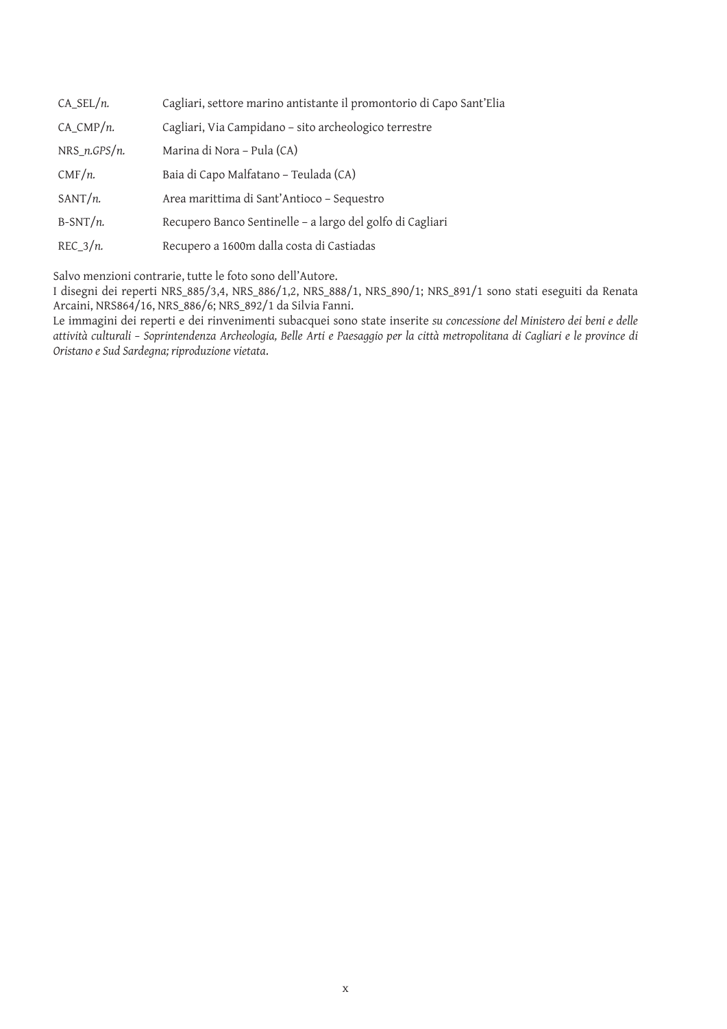| | |
|---|---|
| CA_SEL/*n.* | Cagliari, settore marino antistante il promontorio di Capo Sant'Elia |
| CA_CMP/*n.* | Cagliari, Via Campidano – sito archeologico terrestre |
| NRS_*n.GPS*/*n.* | Marina di Nora – Pula (CA) |
| CMF/*n.* | Baia di Capo Malfatano – Teulada (CA) |
| SANT/*n.* | Area marittima di Sant'Antioco – Sequestro |
| B-SNT/*n.* | Recupero Banco Sentinelle – a largo del golfo di Cagliari |
| REC_3/*n.* | Recupero a 1600m dalla costa di Castiadas |

Salvo menzioni contrarie, tutte le foto sono dell'Autore.
I disegni dei reperti NRS_885/3,4, NRS_886/1,2, NRS_888/1, NRS_890/1; NRS_891/1 sono stati eseguiti da Renata Arcaini, NRS864/16, NRS_886/6; NRS_892/1 da Silvia Fanni.
Le immagini dei reperti e dei rinvenimenti subacquei sono state inserite *su concessione del Ministero dei beni e delle attività culturali – Soprintendenza Archeologia, Belle Arti e Paesaggio per la città metropolitana di Cagliari e le province di Oristano e Sud Sardegna; riproduzione vietata*.